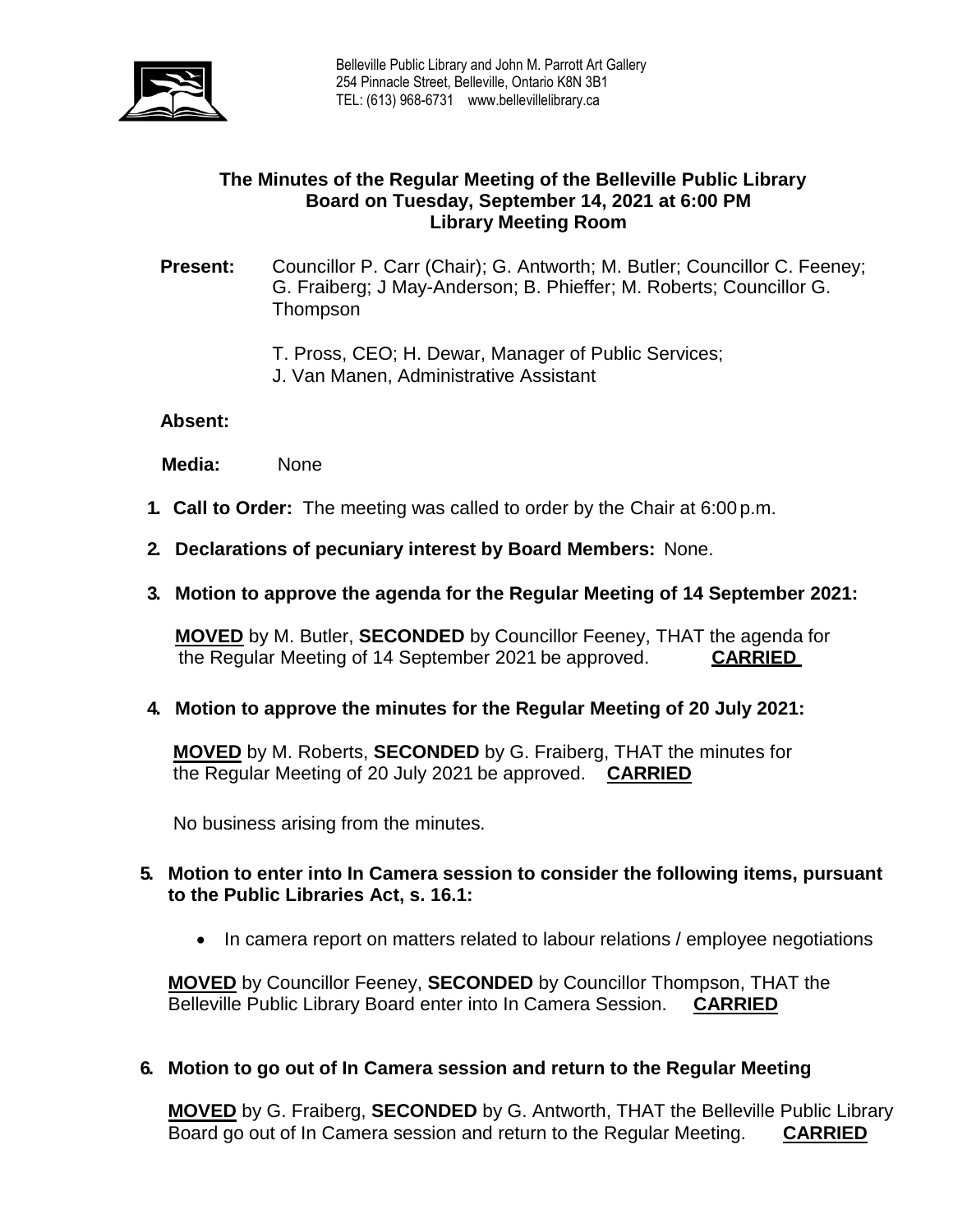Belleville Public Library and John M. Parrott Art Gallery
254 Pinnacle Street, Belleville, Ontario K8N 3B1
TEL: (613) 968-6731 www.bellevillelibrary.ca

# The Minutes of the Regular Meeting of the Belleville Public Library Board on Tuesday, September 14, 2021 at 6:00 PM Library Meeting Room

**Present:** Councillor P. Carr (Chair); G. Antworth; M. Butler; Councillor C. Feeney; G. Fraiberg; J May-Anderson; B. Phieffer; M. Roberts; Councillor G. Thompson

T. Pross, CEO; H. Dewar, Manager of Public Services;
J. Van Manen, Administrative Assistant

**Absent:**

**Media:** None

1. **Call to Order:** The meeting was called to order by the Chair at 6:00 p.m.

2. **Declarations of pecuniary interest by Board Members:** None.

3. **Motion to approve the agenda for the Regular Meeting of 14 September 2021:**

   **MOVED** by M. Butler, **SECONDED** by Councillor Feeney, THAT the agenda for the Regular Meeting of 14 September 2021 be approved. **CARRIED**

4. **Motion to approve the minutes for the Regular Meeting of 20 July 2021:**

   **MOVED** by M. Roberts, **SECONDED** by G. Fraiberg, THAT the minutes for the Regular Meeting of 20 July 2021 be approved. **CARRIED**

   No business arising from the minutes.

5. **Motion to enter into In Camera session to consider the following items, pursuant to the Public Libraries Act, s. 16.1:**

   - In camera report on matters related to labour relations / employee negotiations

   **MOVED** by Councillor Feeney, **SECONDED** by Councillor Thompson, THAT the Belleville Public Library Board enter into In Camera Session. **CARRIED**

6. **Motion to go out of In Camera session and return to the Regular Meeting**

   **MOVED** by G. Fraiberg, **SECONDED** by G. Antworth, THAT the Belleville Public Library Board go out of In Camera session and return to the Regular Meeting. **CARRIED**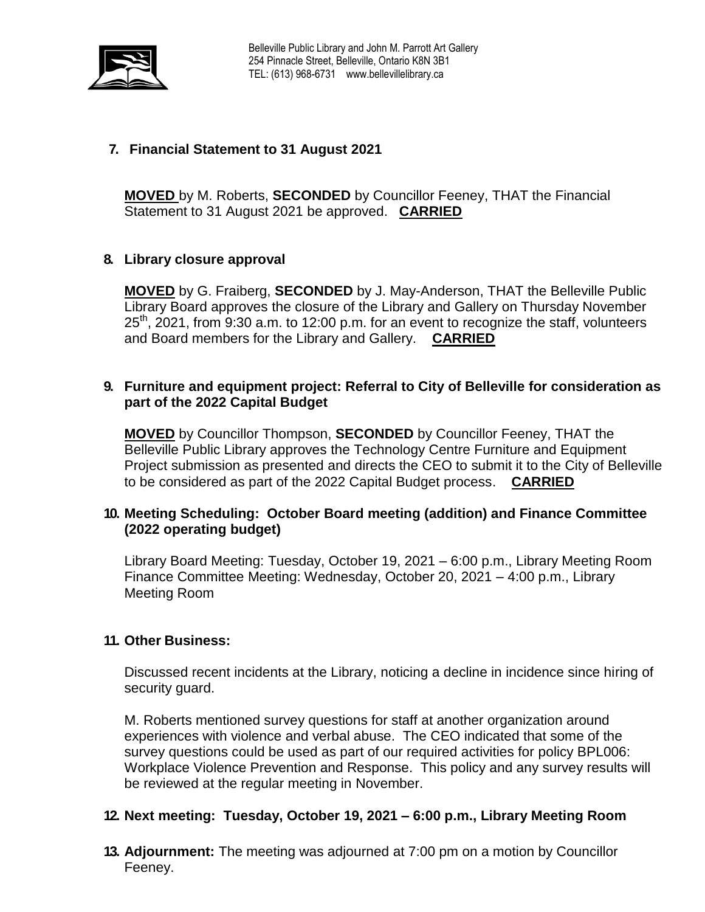## 7. Financial Statement to 31 August 2021

**MOVED** by M. Roberts, **SECONDED** by Councillor Feeney, THAT the Financial Statement to 31 August 2021 be approved. **CARRIED**

## 8. Library closure approval

**MOVED** by G. Fraiberg, **SECONDED** by J. May-Anderson, THAT the Belleville Public Library Board approves the closure of the Library and Gallery on Thursday November 25th, 2021, from 9:30 a.m. to 12:00 p.m. for an event to recognize the staff, volunteers and Board members for the Library and Gallery. **CARRIED**

## 9. Furniture and equipment project: Referral to City of Belleville for consideration as part of the 2022 Capital Budget

**MOVED** by Councillor Thompson, **SECONDED** by Councillor Feeney, THAT the Belleville Public Library approves the Technology Centre Furniture and Equipment Project submission as presented and directs the CEO to submit it to the City of Belleville to be considered as part of the 2022 Capital Budget process. **CARRIED**

## 10. Meeting Scheduling: October Board meeting (addition) and Finance Committee (2022 operating budget)

Library Board Meeting: Tuesday, October 19, 2021 – 6:00 p.m., Library Meeting Room
Finance Committee Meeting: Wednesday, October 20, 2021 – 4:00 p.m., Library Meeting Room

## 11. Other Business:

Discussed recent incidents at the Library, noticing a decline in incidence since hiring of security guard.

M. Roberts mentioned survey questions for staff at another organization around experiences with violence and verbal abuse. The CEO indicated that some of the survey questions could be used as part of our required activities for policy BPL006: Workplace Violence Prevention and Response. This policy and any survey results will be reviewed at the regular meeting in November.

## 12. Next meeting: Tuesday, October 19, 2021 – 6:00 p.m., Library Meeting Room

## 13. Adjournment:

The meeting was adjourned at 7:00 pm on a motion by Councillor Feeney.